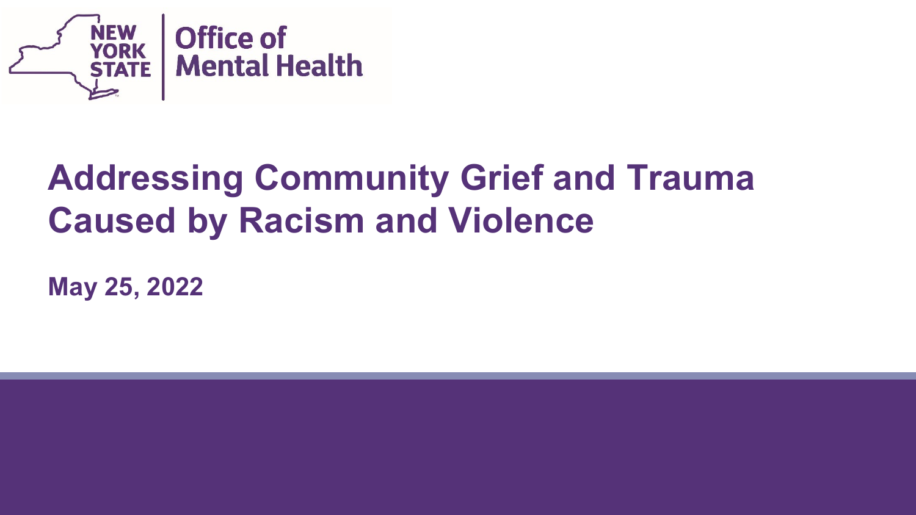New York State | Office of Mental Health

# Addressing Community Grief and Trauma Caused by Racism and Violence

**May 25, 2022**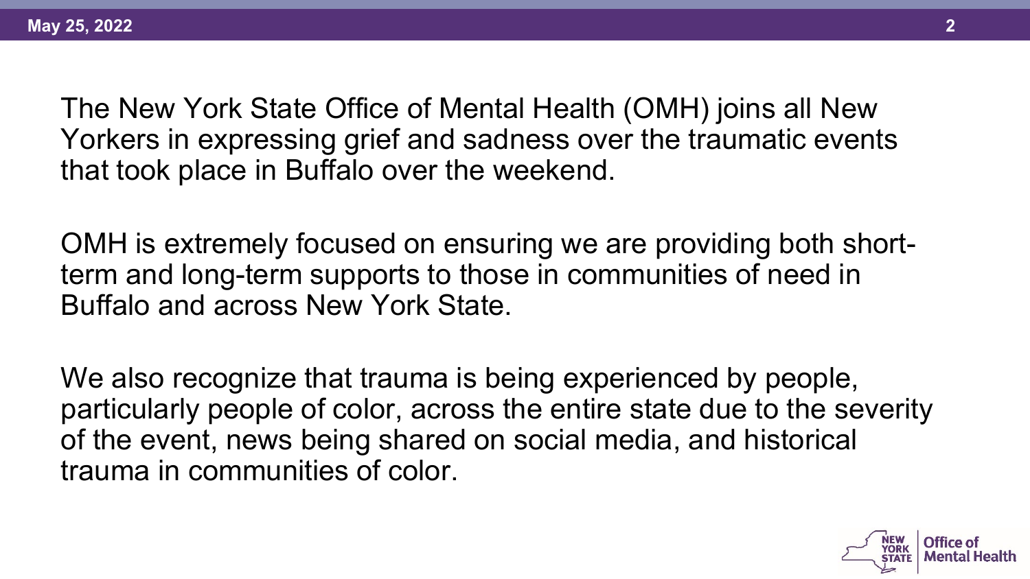The New York State Office of Mental Health (OMH) joins all New Yorkers in expressing grief and sadness over the traumatic events that took place in Buffalo over the weekend.

OMH is extremely focused on ensuring we are providing both short-term and long-term supports to those in communities of need in Buffalo and across New York State.

We also recognize that trauma is being experienced by people, particularly people of color, across the entire state due to the severity of the event, news being shared on social media, and historical trauma in communities of color.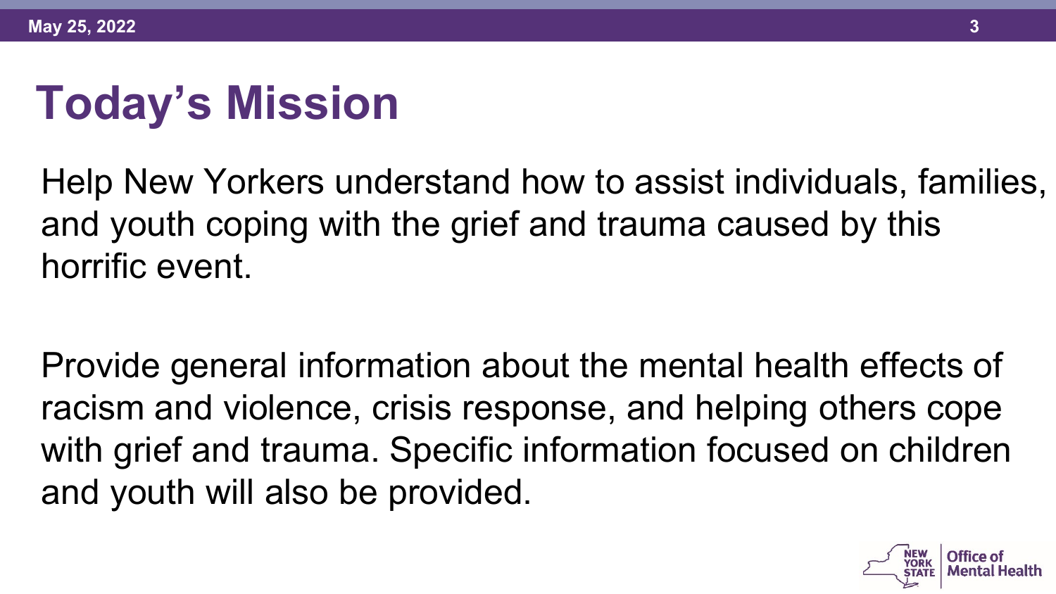# Today's Mission

Help New Yorkers understand how to assist individuals, families, and youth coping with the grief and trauma caused by this horrific event.

Provide general information about the mental health effects of racism and violence, crisis response, and helping others cope with grief and trauma. Specific information focused on children and youth will also be provided.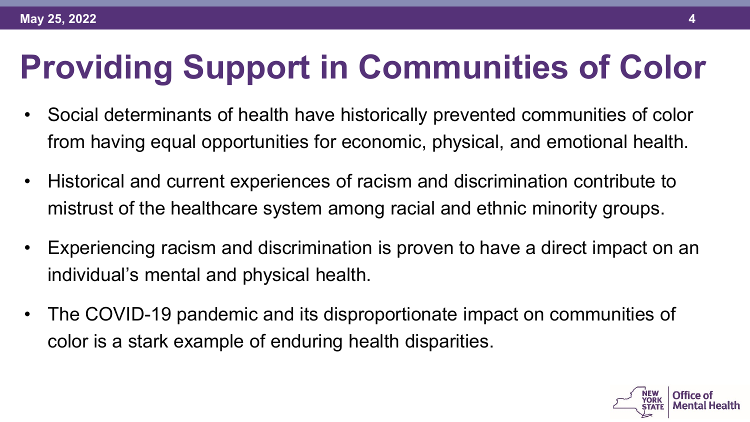# Providing Support in Communities of Color

- Social determinants of health have historically prevented communities of color from having equal opportunities for economic, physical, and emotional health.
- Historical and current experiences of racism and discrimination contribute to mistrust of the healthcare system among racial and ethnic minority groups.
- Experiencing racism and discrimination is proven to have a direct impact on an individual's mental and physical health.
- The COVID-19 pandemic and its disproportionate impact on communities of color is a stark example of enduring health disparities.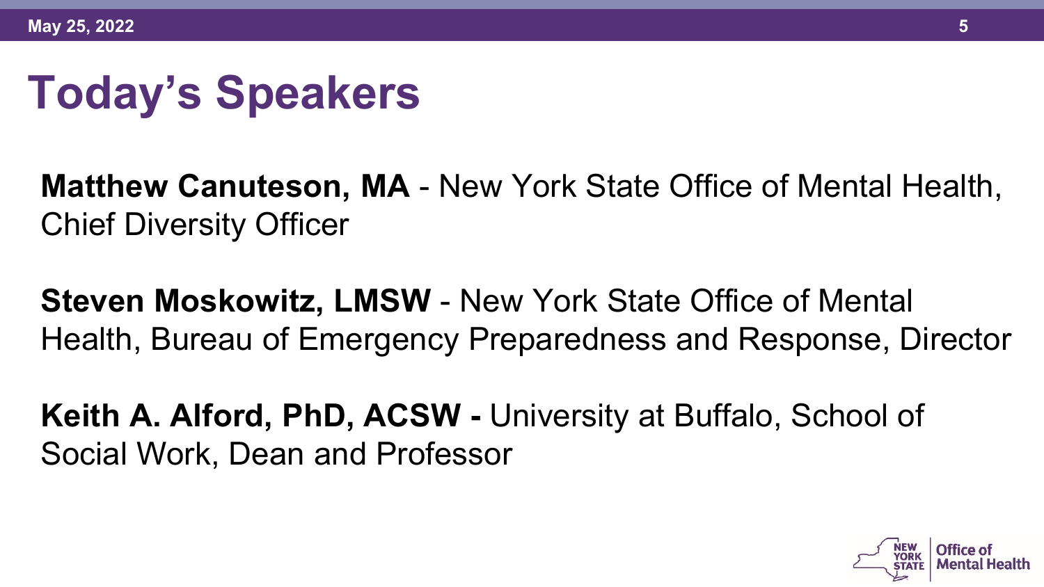# Today's Speakers

**Matthew Canuteson, MA** - New York State Office of Mental Health, Chief Diversity Officer

**Steven Moskowitz, LMSW** - New York State Office of Mental Health, Bureau of Emergency Preparedness and Response, Director

**Keith A. Alford, PhD, ACSW -** University at Buffalo, School of Social Work, Dean and Professor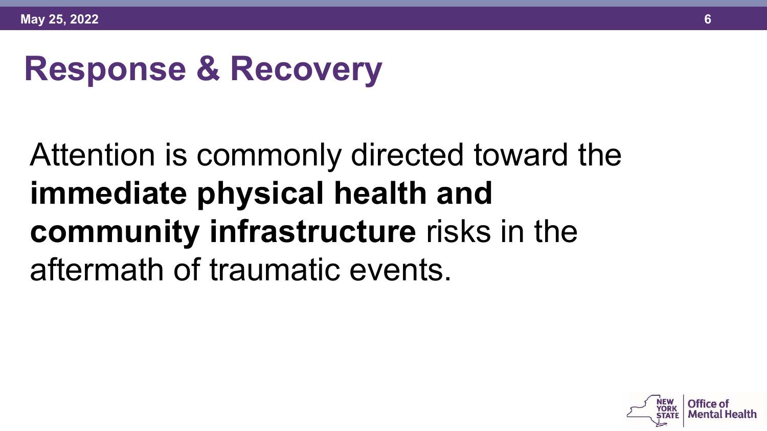# Response & Recovery

Attention is commonly directed toward the **immediate physical health and community infrastructure** risks in the aftermath of traumatic events.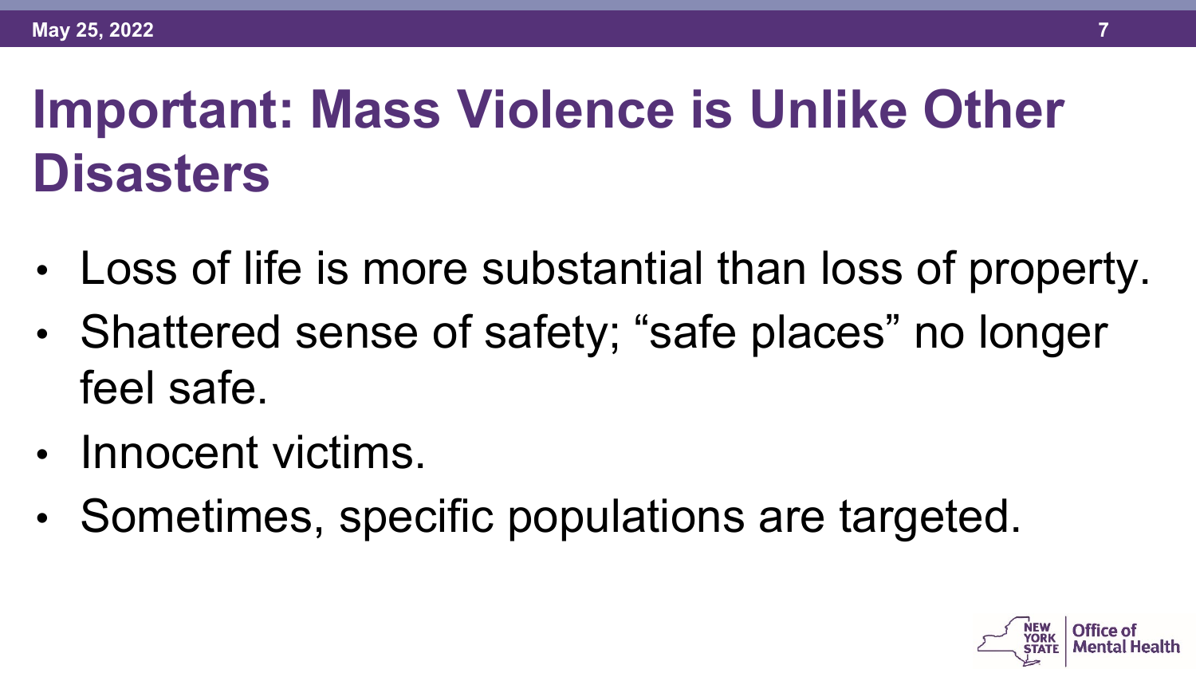# Important: Mass Violence is Unlike Other Disasters

- Loss of life is more substantial than loss of property.
- Shattered sense of safety; “safe places” no longer feel safe.
- Innocent victims.
- Sometimes, specific populations are targeted.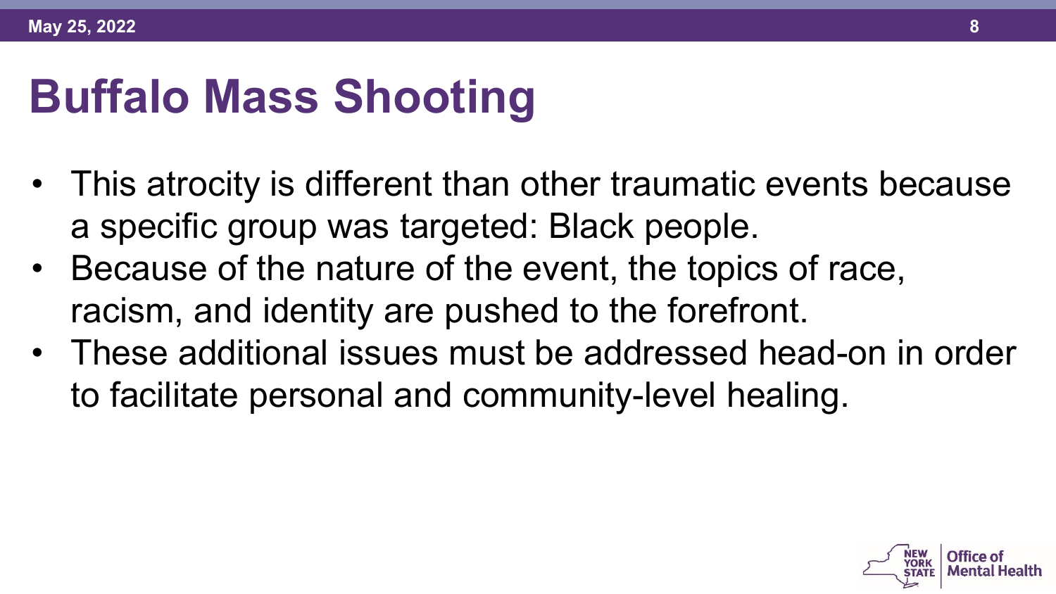# Buffalo Mass Shooting

- This atrocity is different than other traumatic events because a specific group was targeted: Black people.
- Because of the nature of the event, the topics of race, racism, and identity are pushed to the forefront.
- These additional issues must be addressed head-on in order to facilitate personal and community-level healing.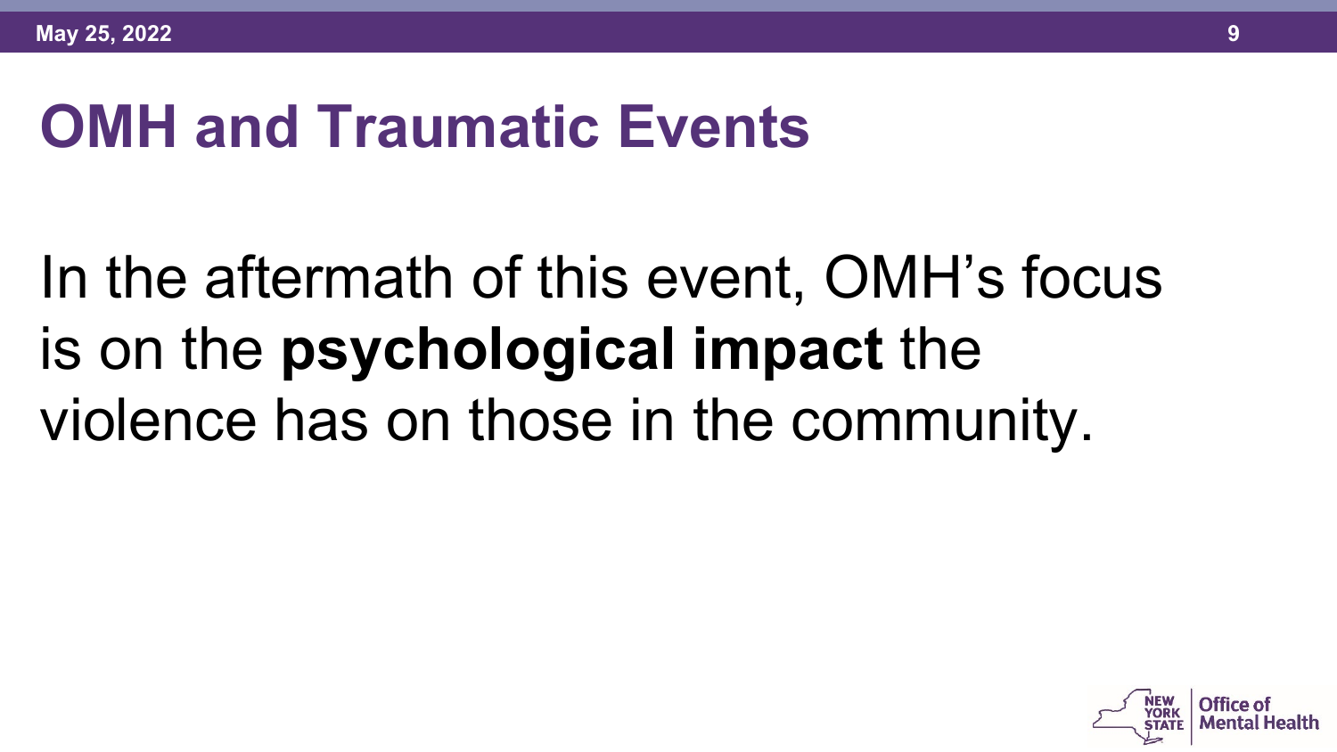# OMH and Traumatic Events

In the aftermath of this event, OMH's focus is on the **psychological impact** the violence has on those in the community.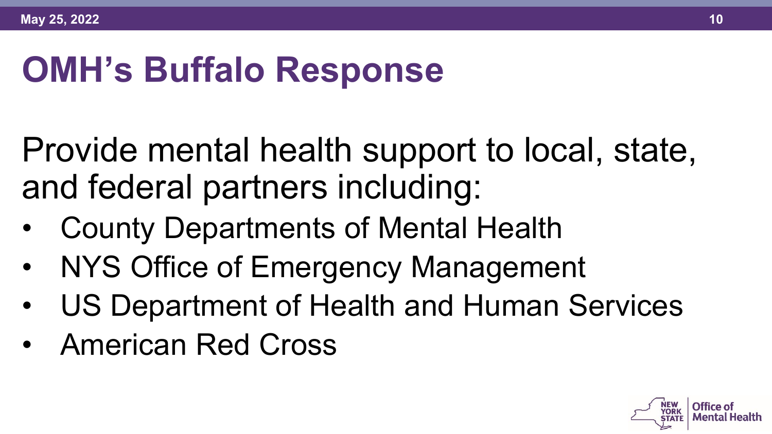# OMH's Buffalo Response

Provide mental health support to local, state, and federal partners including:

- County Departments of Mental Health
- NYS Office of Emergency Management
- US Department of Health and Human Services
- American Red Cross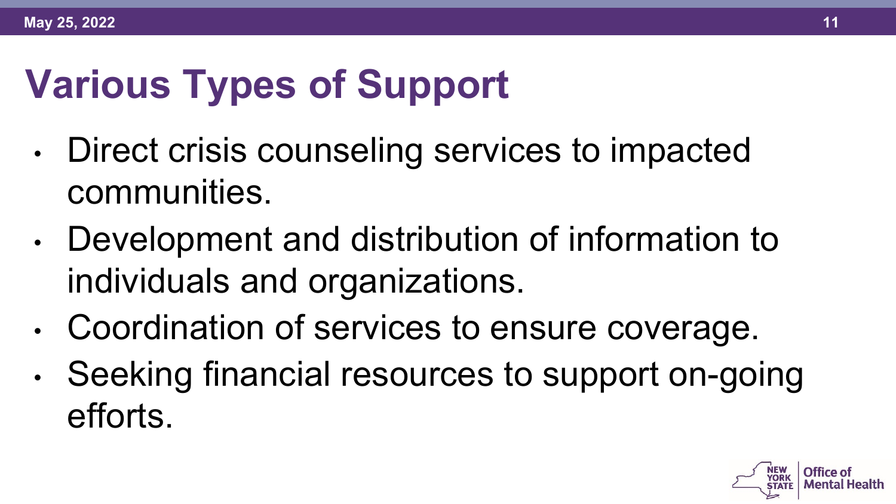# Various Types of Support

- Direct crisis counseling services to impacted communities.
- Development and distribution of information to individuals and organizations.
- Coordination of services to ensure coverage.
- Seeking financial resources to support on-going efforts.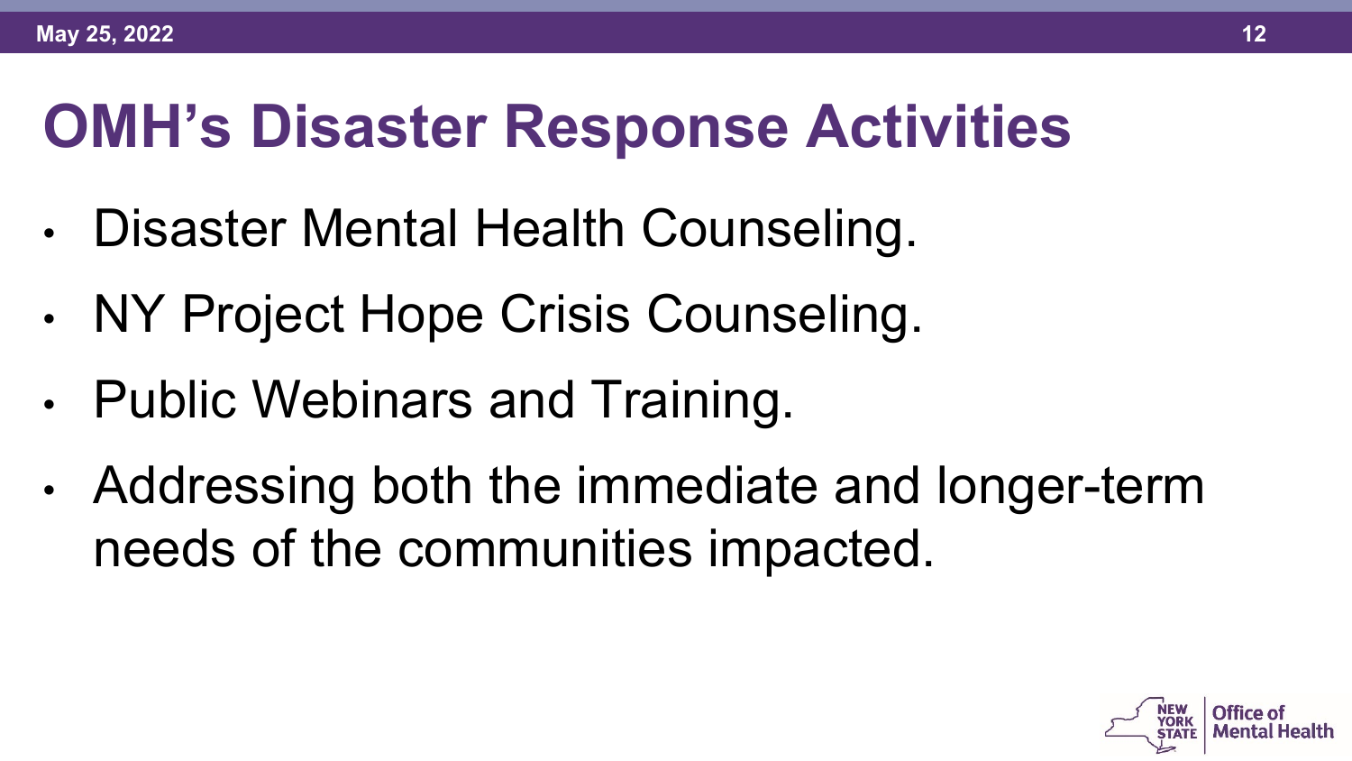# OMH's Disaster Response Activities

- Disaster Mental Health Counseling.
- NY Project Hope Crisis Counseling.
- Public Webinars and Training.
- Addressing both the immediate and longer-term needs of the communities impacted.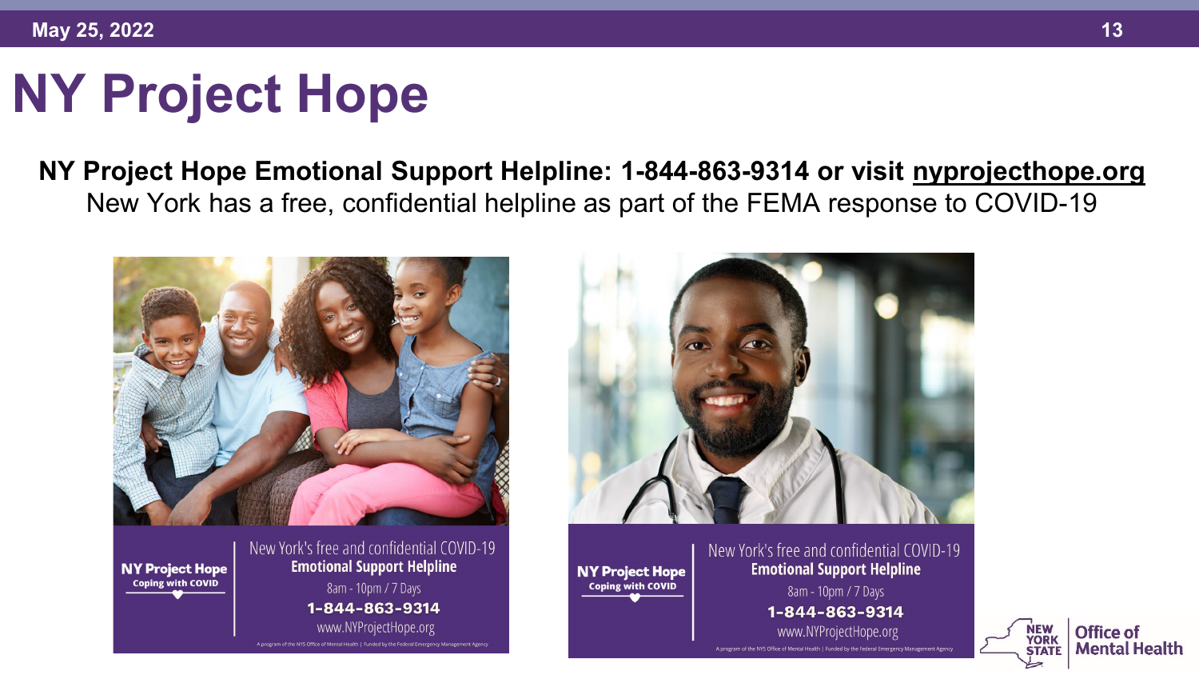# NY Project Hope

**NY Project Hope Emotional Support Helpline: 1-844-863-9314 or visit nyprojecthope.org**

New York has a free, confidential helpline as part of the FEMA response to COVID-19

**NY Project Hope**
**Coping with COVID**

New York's free and confidential COVID-19
**Emotional Support Helpline**
8am - 10pm / 7 Days
**1-844-863-9314**
www.NYProjectHope.org

A program of the NYS Office of Mental Health | Funded by the Federal Emergency Management Agency

**NY Project Hope**
**Coping with COVID**

New York's free and confidential COVID-19
**Emotional Support Helpline**
8am - 10pm / 7 Days
**1-844-863-9314**
www.NYProjectHope.org

A program of the NYS Office of Mental Health | Funded by the Federal Emergency Management Agency

NEW YORK STATE | Office of Mental Health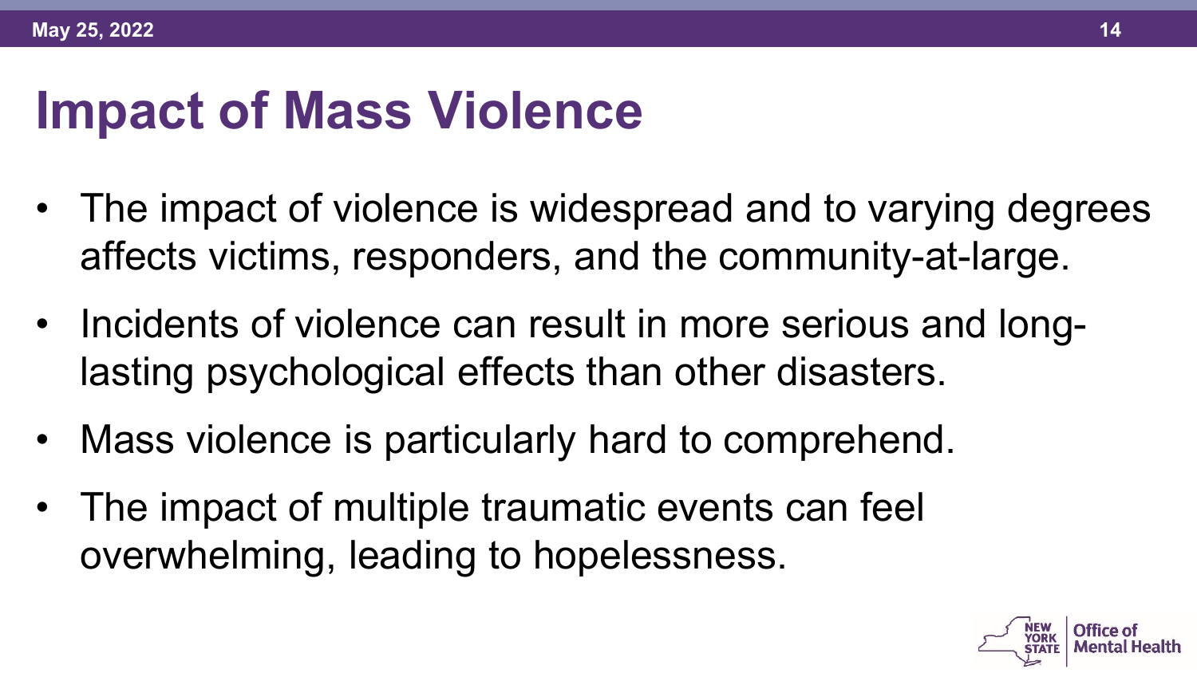# Impact of Mass Violence

- The impact of violence is widespread and to varying degrees affects victims, responders, and the community-at-large.
- Incidents of violence can result in more serious and long-lasting psychological effects than other disasters.
- Mass violence is particularly hard to comprehend.
- The impact of multiple traumatic events can feel overwhelming, leading to hopelessness.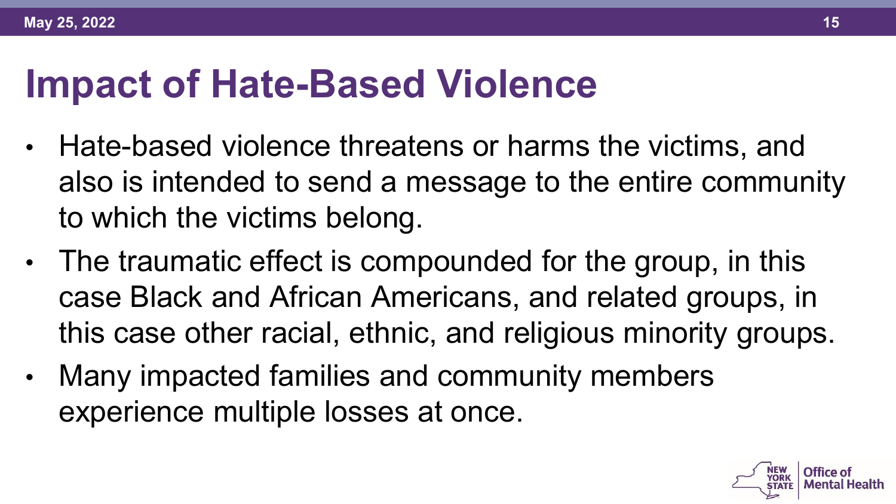# Impact of Hate-Based Violence

- Hate-based violence threatens or harms the victims, and also is intended to send a message to the entire community to which the victims belong.
- The traumatic effect is compounded for the group, in this case Black and African Americans, and related groups, in this case other racial, ethnic, and religious minority groups.
- Many impacted families and community members experience multiple losses at once.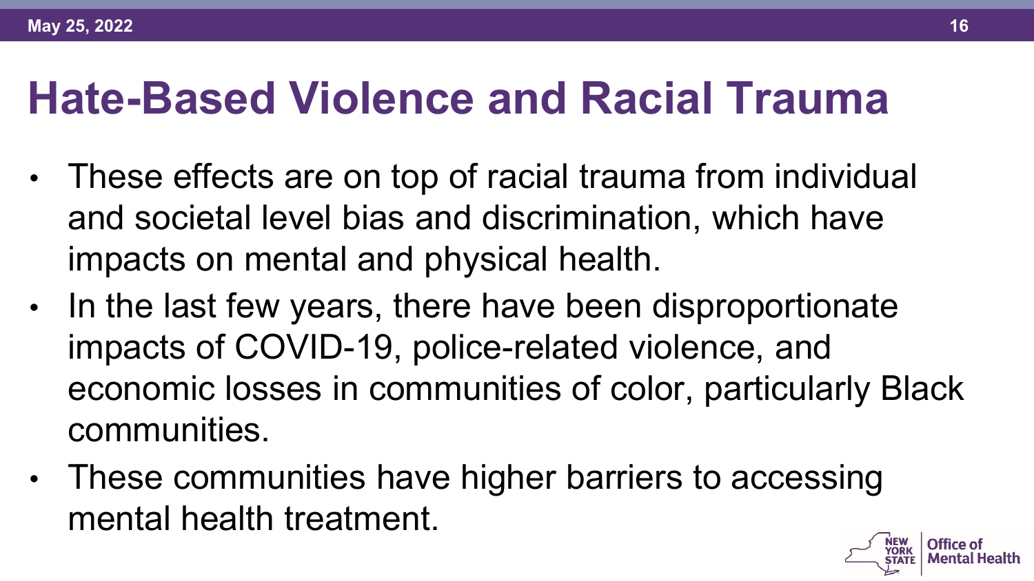# Hate-Based Violence and Racial Trauma

- These effects are on top of racial trauma from individual and societal level bias and discrimination, which have impacts on mental and physical health.
- In the last few years, there have been disproportionate impacts of COVID-19, police-related violence, and economic losses in communities of color, particularly Black communities.
- These communities have higher barriers to accessing mental health treatment.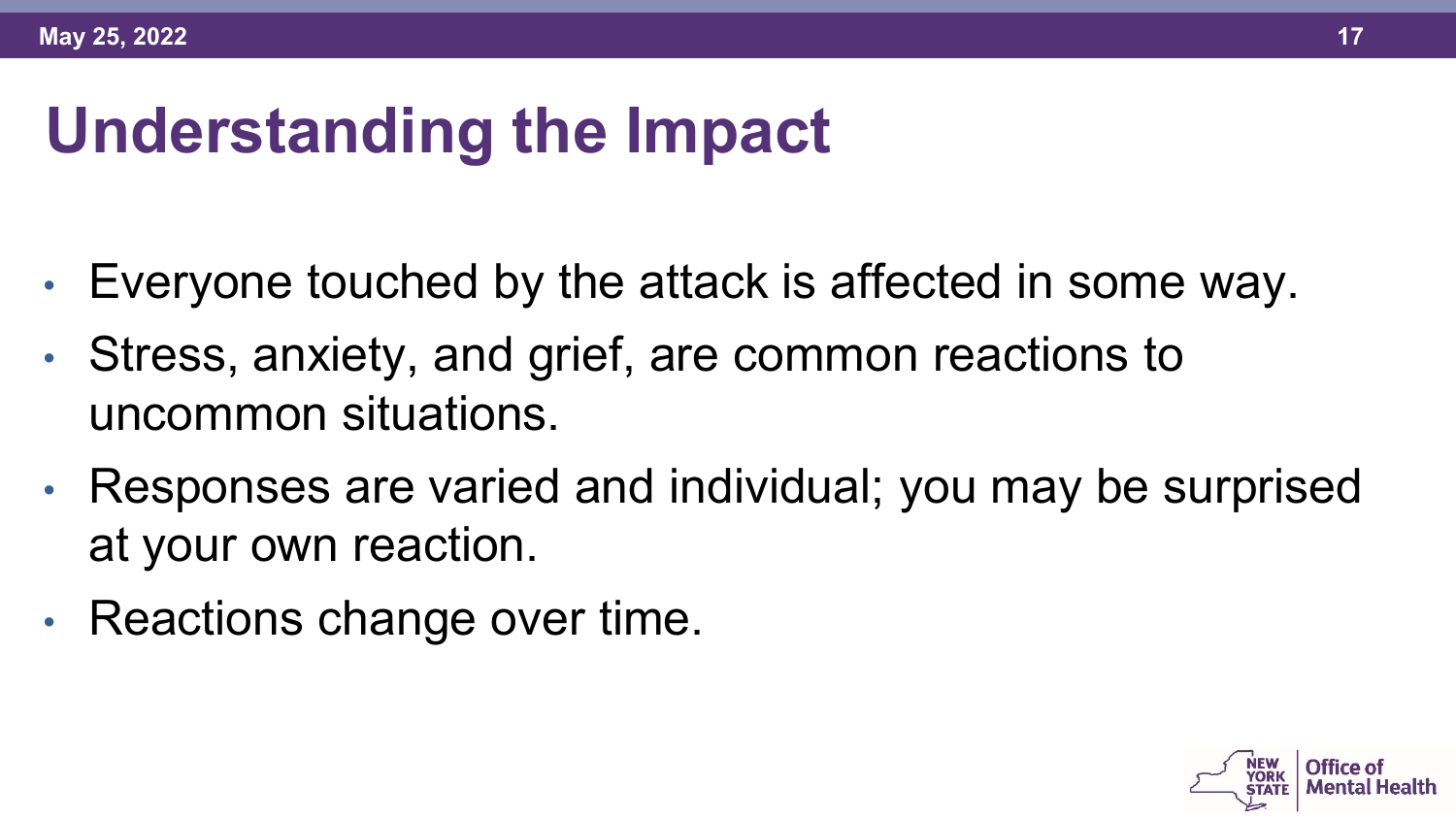# Understanding the Impact

- Everyone touched by the attack is affected in some way.
- Stress, anxiety, and grief, are common reactions to uncommon situations.
- Responses are varied and individual; you may be surprised at your own reaction.
- Reactions change over time.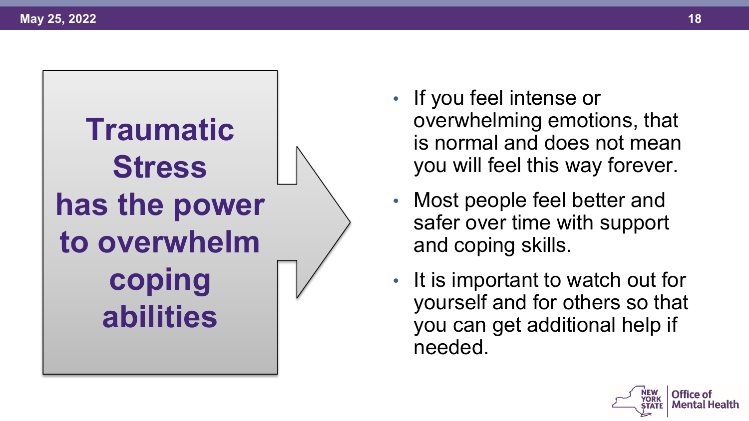**Traumatic Stress has the power to overwhelm coping abilities**

- If you feel intense or overwhelming emotions, that is normal and does not mean you will feel this way forever.
- Most people feel better and safer over time with support and coping skills.
- It is important to watch out for yourself and for others so that you can get additional help if needed.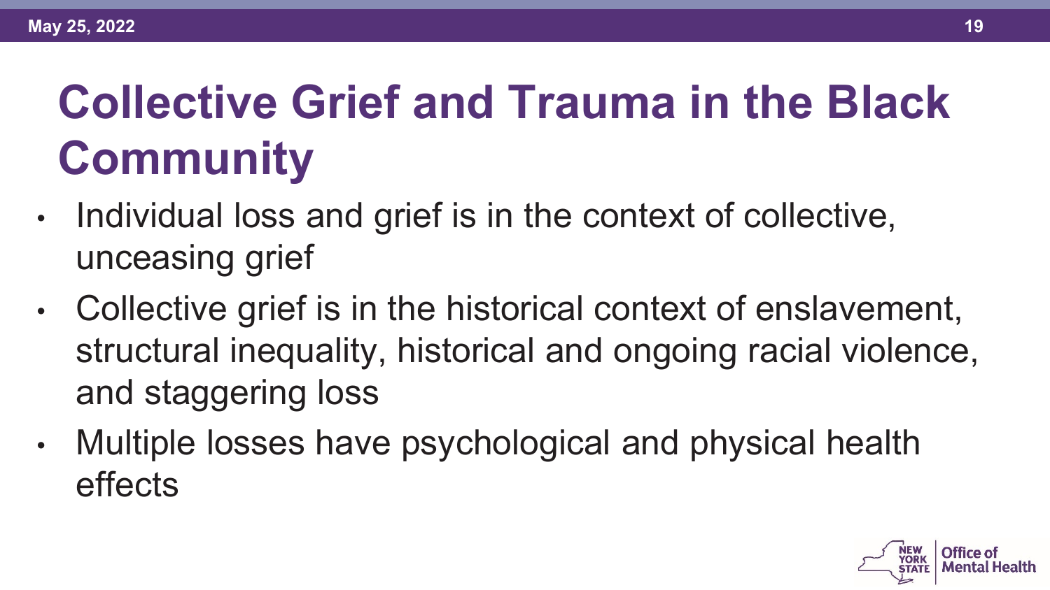# Collective Grief and Trauma in the Black Community

- Individual loss and grief is in the context of collective, unceasing grief
- Collective grief is in the historical context of enslavement, structural inequality, historical and ongoing racial violence, and staggering loss
- Multiple losses have psychological and physical health effects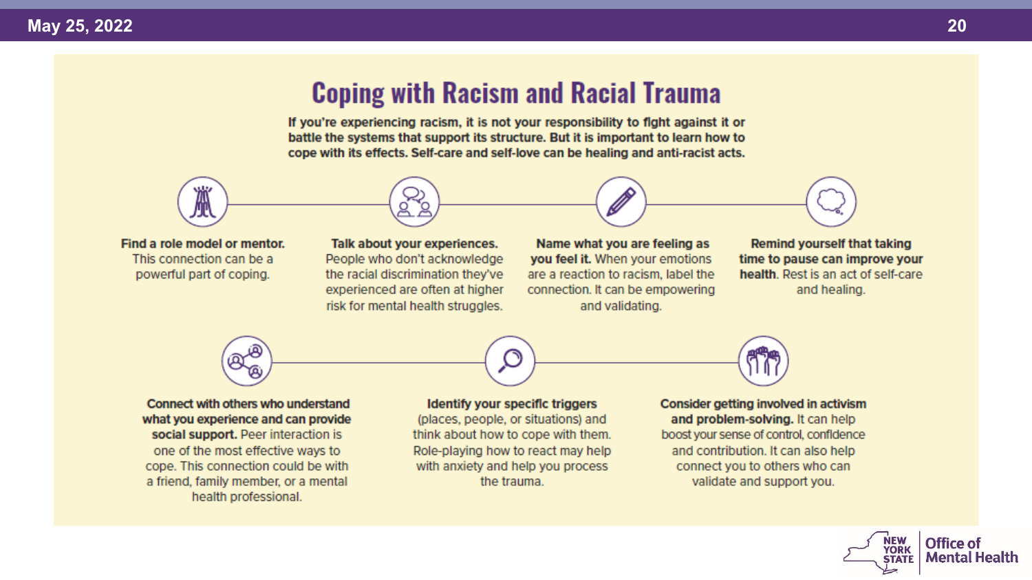# Coping with Racism and Racial Trauma

**If you're experiencing racism, it is not your responsibility to fight against it or battle the systems that support its structure. But it is important to learn how to cope with its effects. Self-care and self-love can be healing and anti-racist acts.**

**Find a role model or mentor.** This connection can be a powerful part of coping.

**Talk about your experiences.** People who don't acknowledge the racial discrimination they've experienced are often at higher risk for mental health struggles.

**Name what you are feeling as you feel it.** When your emotions are a reaction to racism, label the connection. It can be empowering and validating.

**Remind yourself that taking time to pause can improve your health**. Rest is an act of self-care and healing.

**Connect with others who understand what you experience and can provide social support.** Peer interaction is one of the most effective ways to cope. This connection could be with a friend, family member, or a mental health professional.

**Identify your specific triggers** (places, people, or situations) and think about how to cope with them. Role-playing how to react may help with anxiety and help you process the trauma.

**Consider getting involved in activism and problem-solving.** It can help boost your sense of control, confidence and contribution. It can also help connect you to others who can validate and support you.

NEW YORK STATE | Office of Mental Health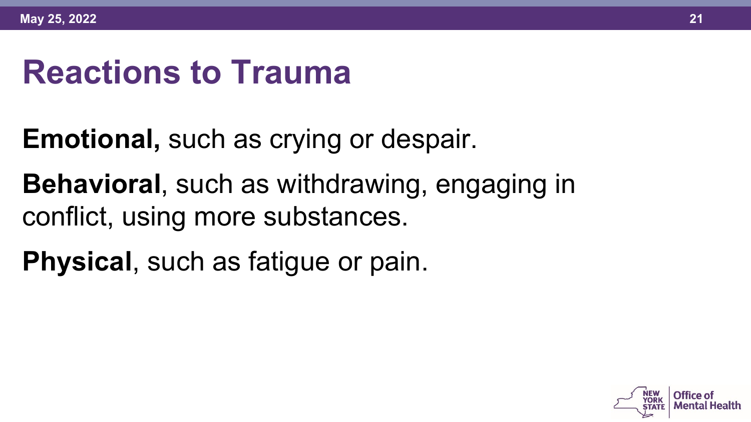# Reactions to Trauma

**Emotional,** such as crying or despair.

**Behavioral**, such as withdrawing, engaging in conflict, using more substances.

**Physical**, such as fatigue or pain.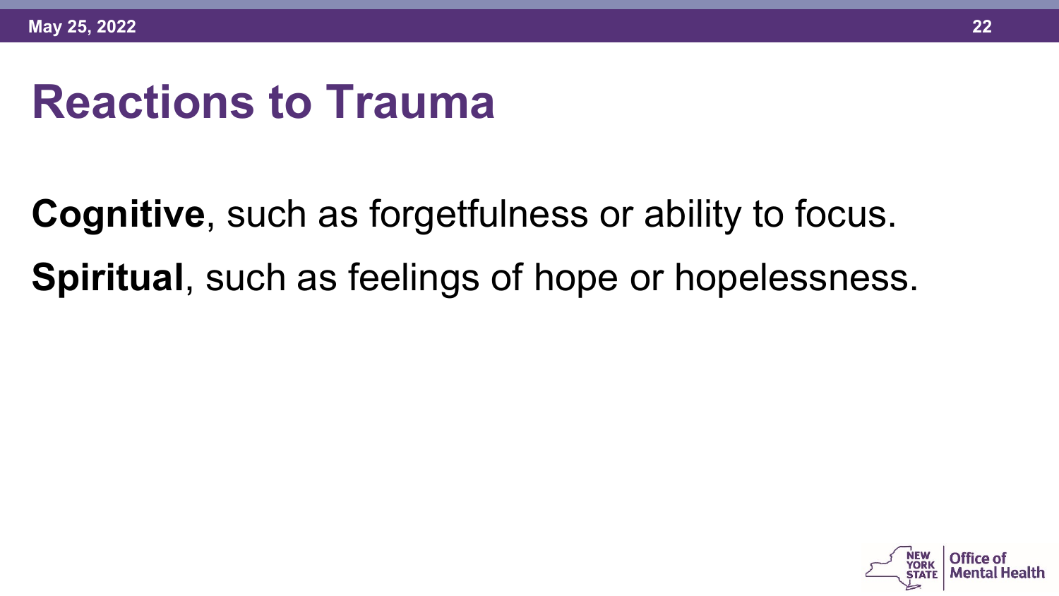# Reactions to Trauma

**Cognitive**, such as forgetfulness or ability to focus.

**Spiritual**, such as feelings of hope or hopelessness.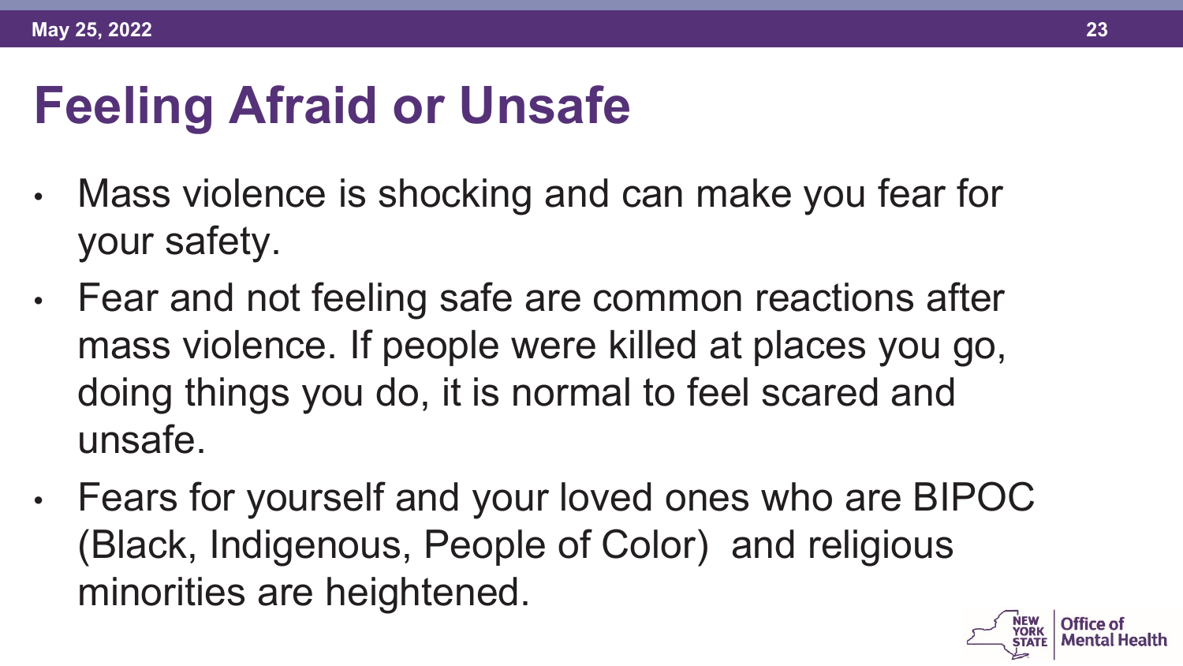# Feeling Afraid or Unsafe

- Mass violence is shocking and can make you fear for your safety.
- Fear and not feeling safe are common reactions after mass violence. If people were killed at places you go, doing things you do, it is normal to feel scared and unsafe.
- Fears for yourself and your loved ones who are BIPOC (Black, Indigenous, People of Color) and religious minorities are heightened.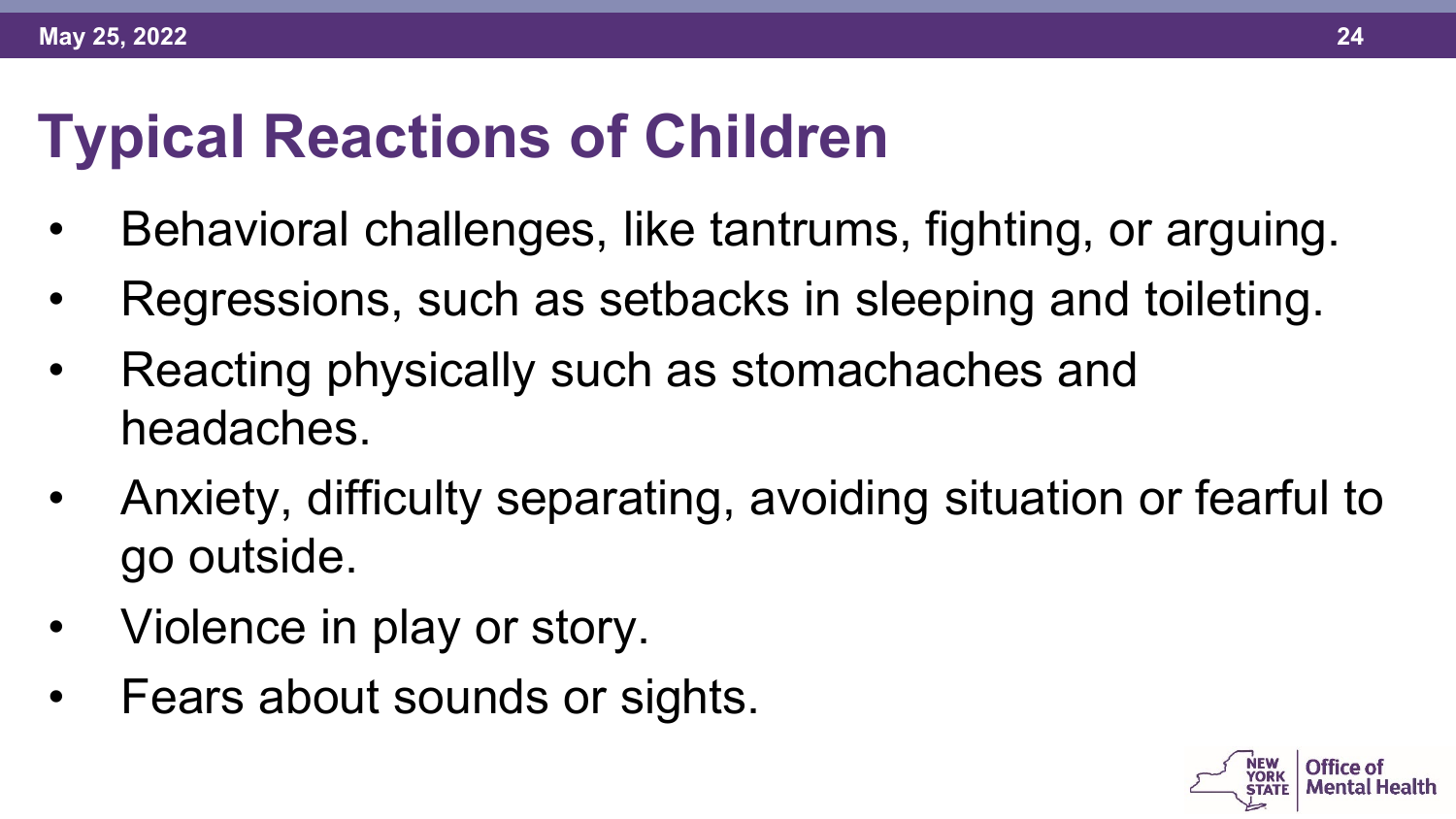# Typical Reactions of Children

- Behavioral challenges, like tantrums, fighting, or arguing.
- Regressions, such as setbacks in sleeping and toileting.
- Reacting physically such as stomachaches and headaches.
- Anxiety, difficulty separating, avoiding situation or fearful to go outside.
- Violence in play or story.
- Fears about sounds or sights.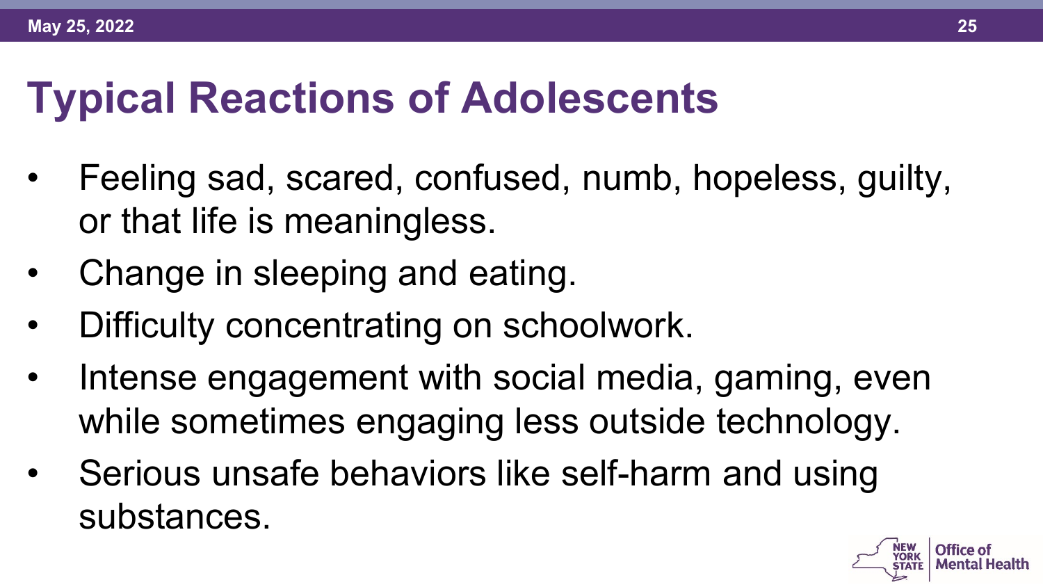# Typical Reactions of Adolescents

- Feeling sad, scared, confused, numb, hopeless, guilty, or that life is meaningless.
- Change in sleeping and eating.
- Difficulty concentrating on schoolwork.
- Intense engagement with social media, gaming, even while sometimes engaging less outside technology.
- Serious unsafe behaviors like self-harm and using substances.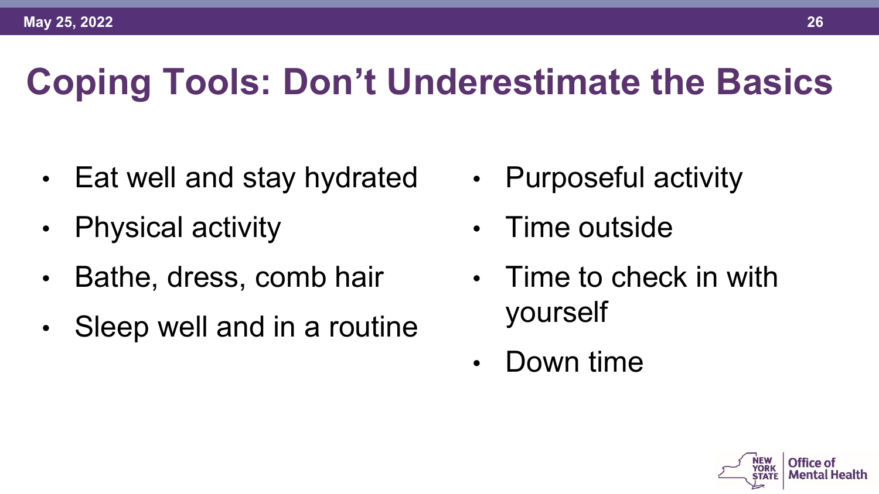# Coping Tools: Don't Underestimate the Basics

- Eat well and stay hydrated
- Physical activity
- Bathe, dress, comb hair
- Sleep well and in a routine
- Purposeful activity
- Time outside
- Time to check in with yourself
- Down time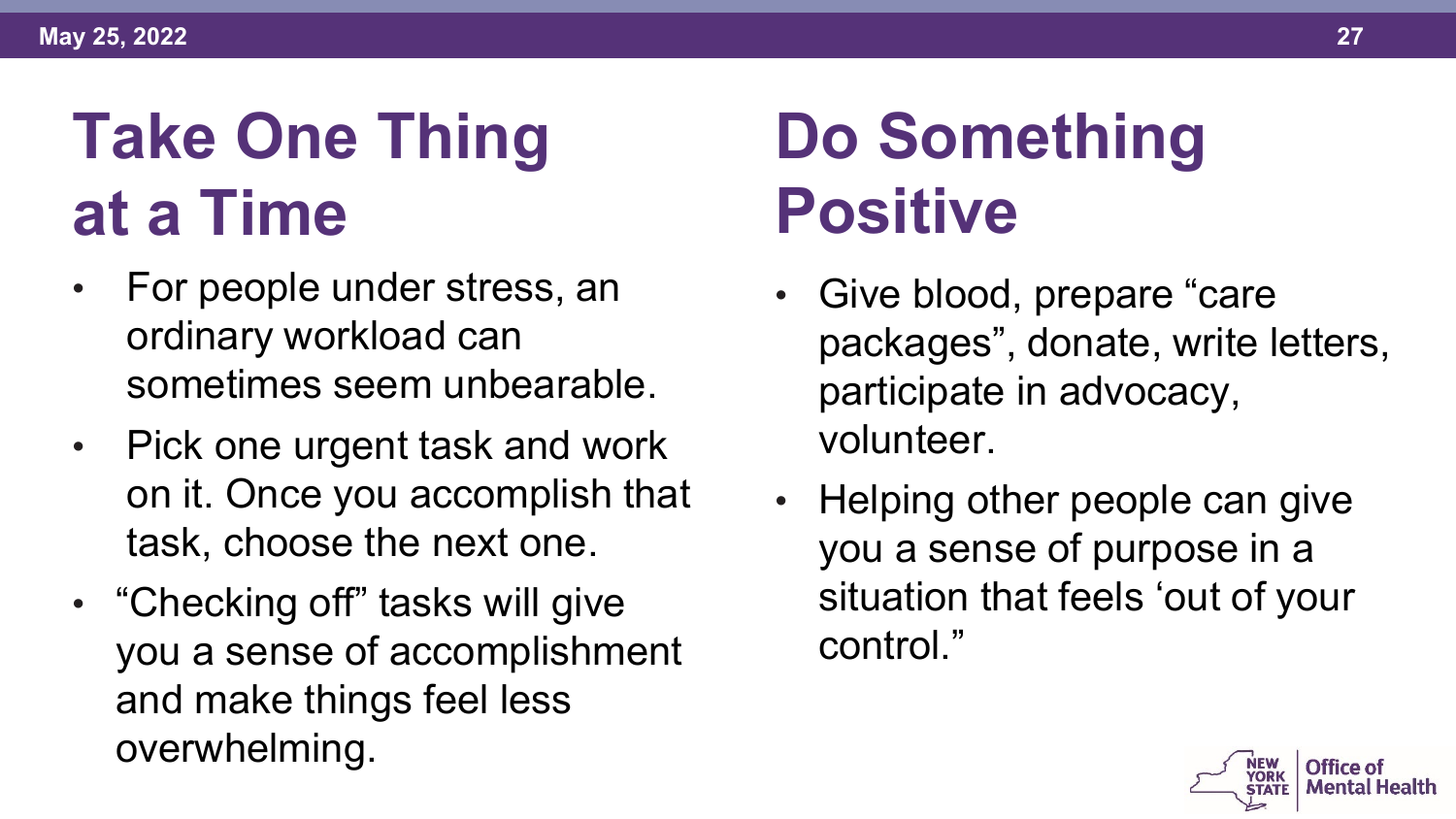# Take One Thing at a Time

- For people under stress, an ordinary workload can sometimes seem unbearable.
- Pick one urgent task and work on it. Once you accomplish that task, choose the next one.
- "Checking off" tasks will give you a sense of accomplishment and make things feel less overwhelming.

# Do Something Positive

- Give blood, prepare "care packages", donate, write letters, participate in advocacy, volunteer.
- Helping other people can give you a sense of purpose in a situation that feels 'out of your control."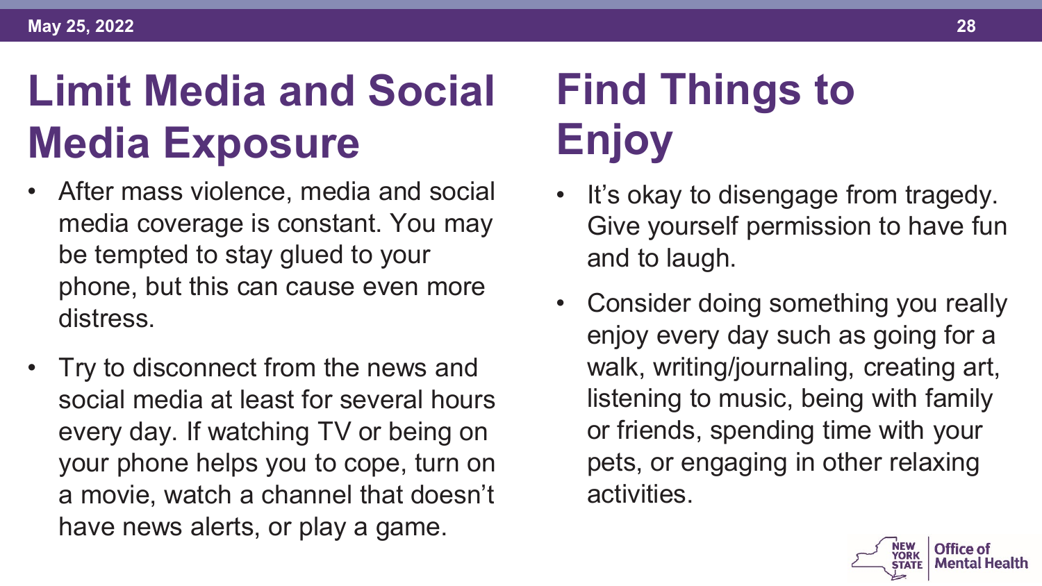## Limit Media and Social Media Exposure

- After mass violence, media and social media coverage is constant. You may be tempted to stay glued to your phone, but this can cause even more distress.
- Try to disconnect from the news and social media at least for several hours every day. If watching TV or being on your phone helps you to cope, turn on a movie, watch a channel that doesn't have news alerts, or play a game.

## Find Things to Enjoy

- It's okay to disengage from tragedy. Give yourself permission to have fun and to laugh.
- Consider doing something you really enjoy every day such as going for a walk, writing/journaling, creating art, listening to music, being with family or friends, spending time with your pets, or engaging in other relaxing activities.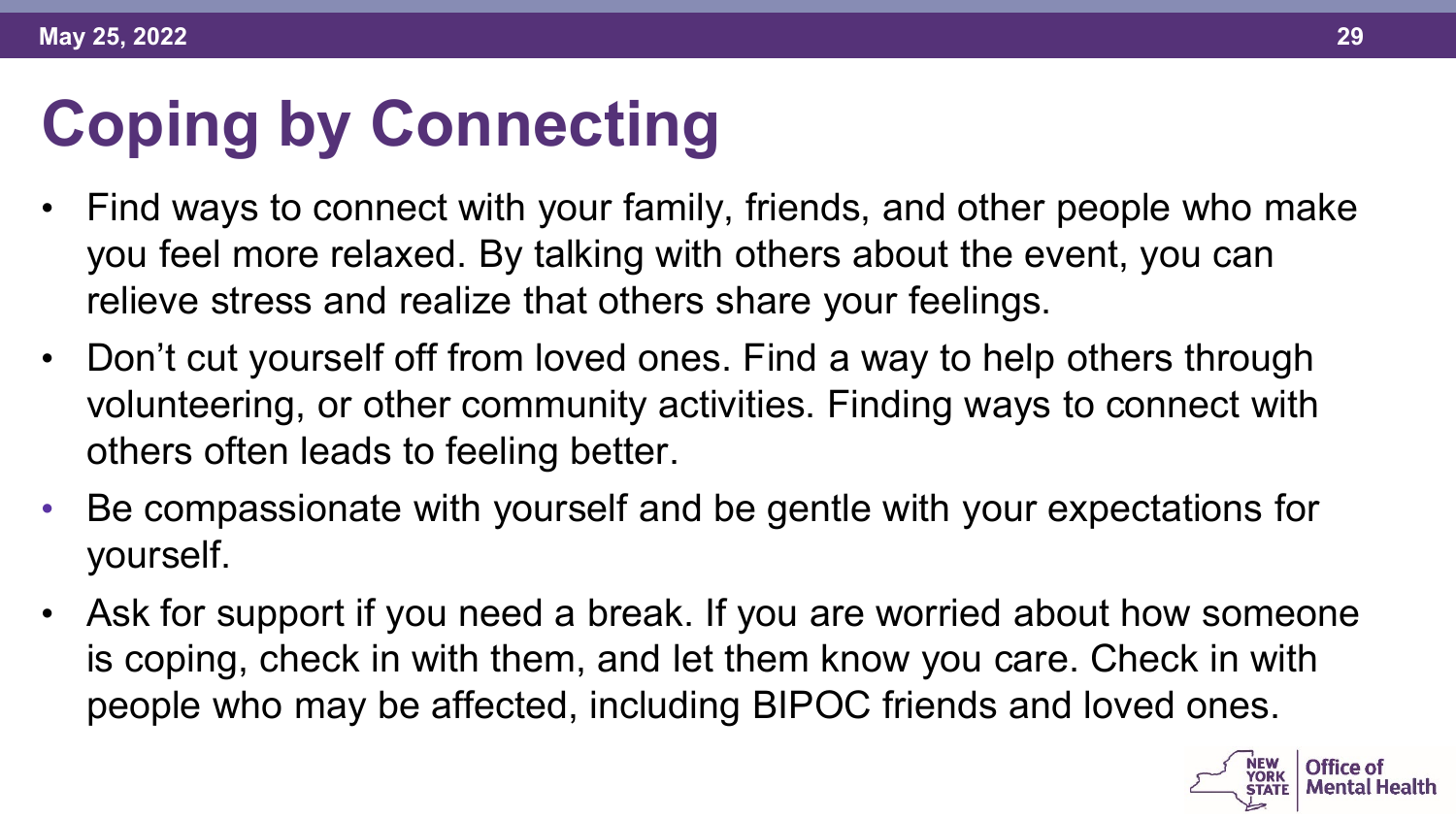# Coping by Connecting

- Find ways to connect with your family, friends, and other people who make you feel more relaxed. By talking with others about the event, you can relieve stress and realize that others share your feelings.
- Don't cut yourself off from loved ones. Find a way to help others through volunteering, or other community activities. Finding ways to connect with others often leads to feeling better.
- Be compassionate with yourself and be gentle with your expectations for yourself.
- Ask for support if you need a break. If you are worried about how someone is coping, check in with them, and let them know you care. Check in with people who may be affected, including BIPOC friends and loved ones.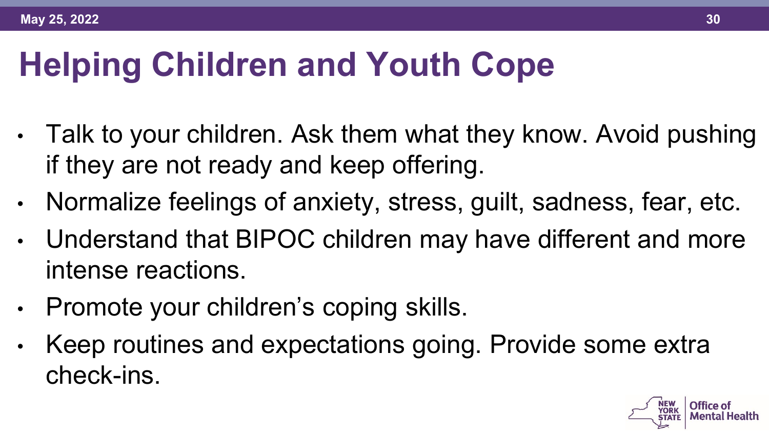# Helping Children and Youth Cope

- Talk to your children. Ask them what they know. Avoid pushing if they are not ready and keep offering.
- Normalize feelings of anxiety, stress, guilt, sadness, fear, etc.
- Understand that BIPOC children may have different and more intense reactions.
- Promote your children's coping skills.
- Keep routines and expectations going. Provide some extra check-ins.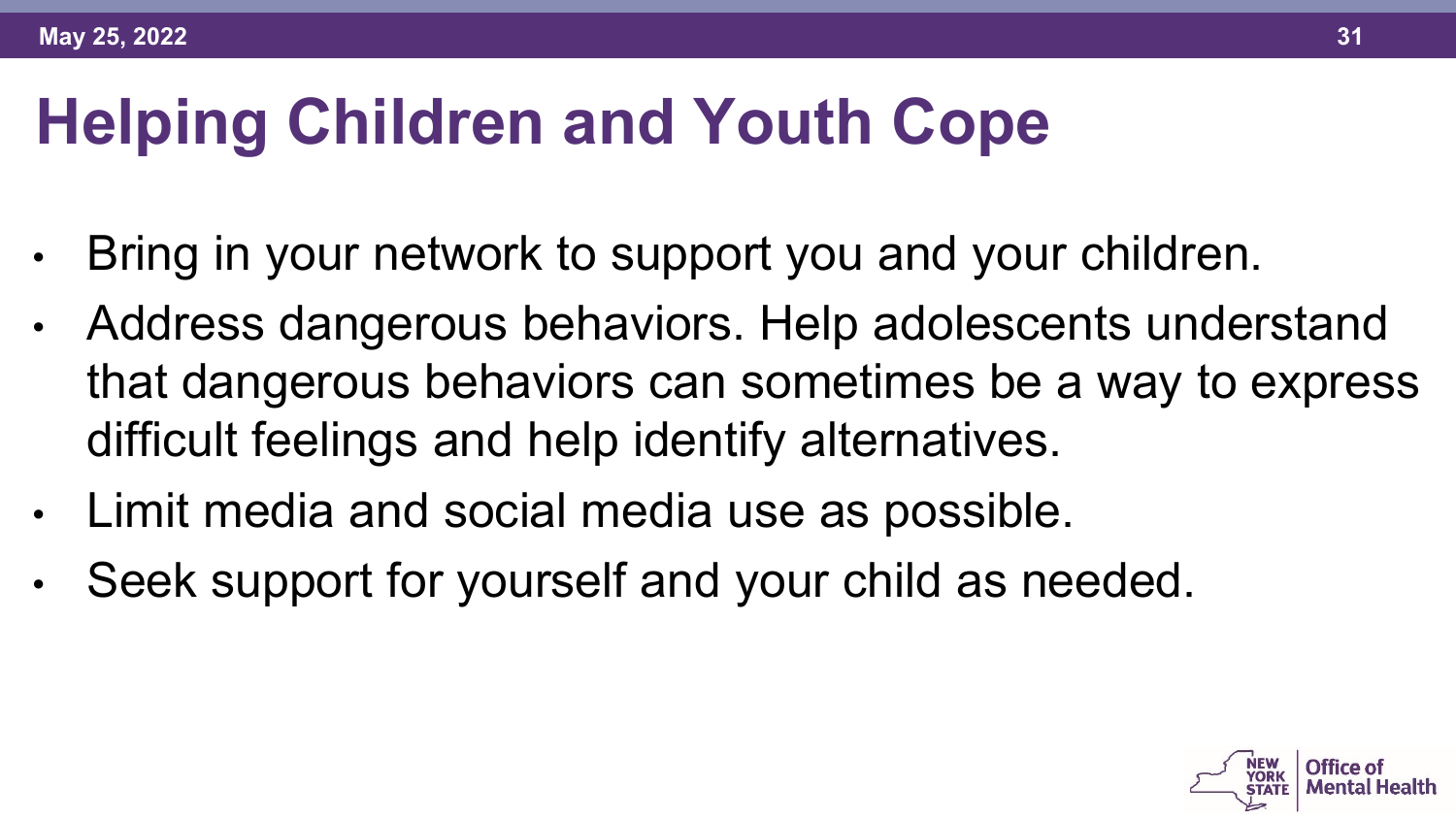# Helping Children and Youth Cope

- Bring in your network to support you and your children.
- Address dangerous behaviors. Help adolescents understand that dangerous behaviors can sometimes be a way to express difficult feelings and help identify alternatives.
- Limit media and social media use as possible.
- Seek support for yourself and your child as needed.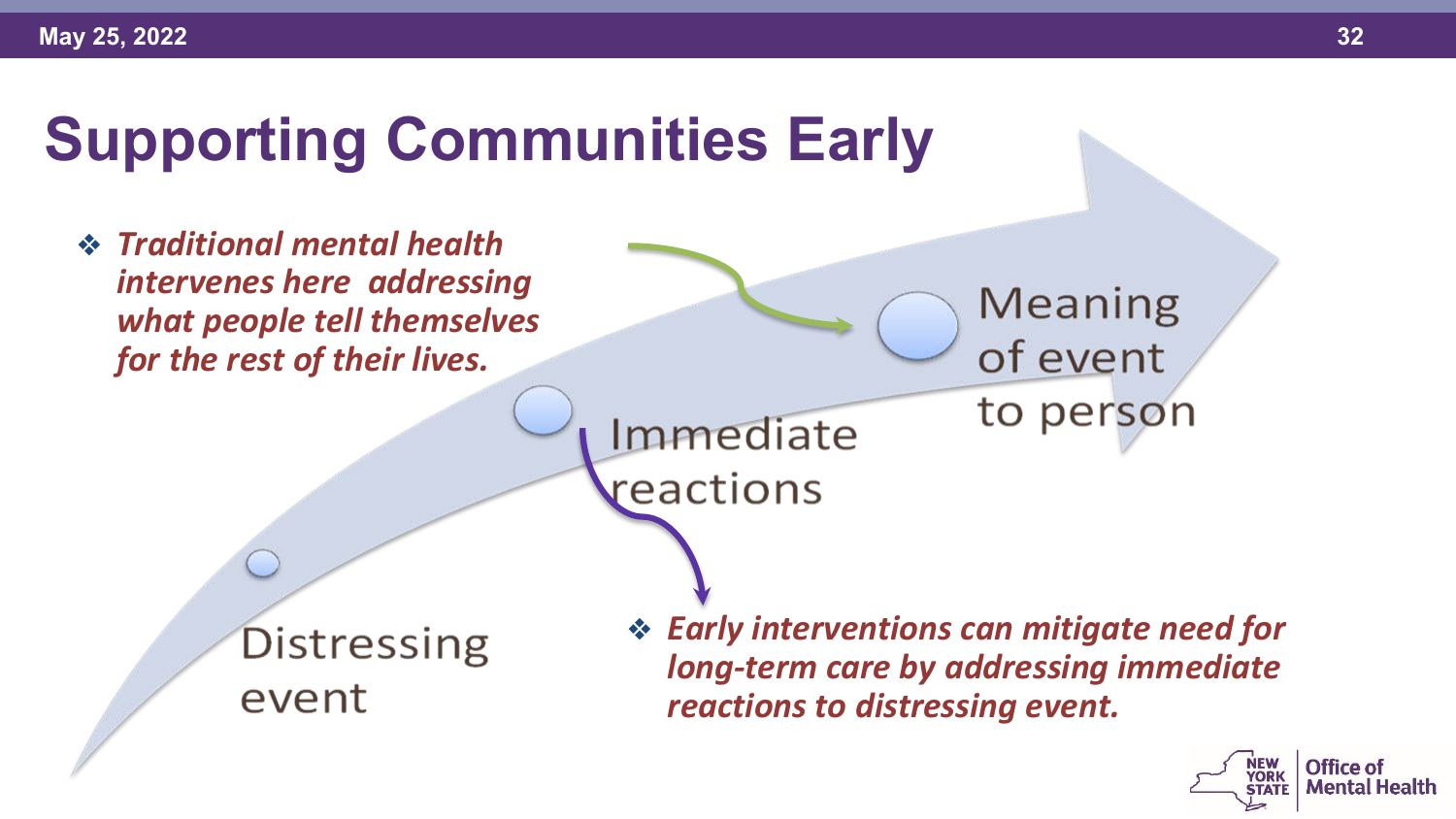# Supporting Communities Early

- ***Traditional mental health intervenes here addressing what people tell themselves for the rest of their lives.***

Distressing event

Immediate reactions

Meaning of event to person

- ***Early interventions can mitigate need for long-term care by addressing immediate reactions to distressing event.***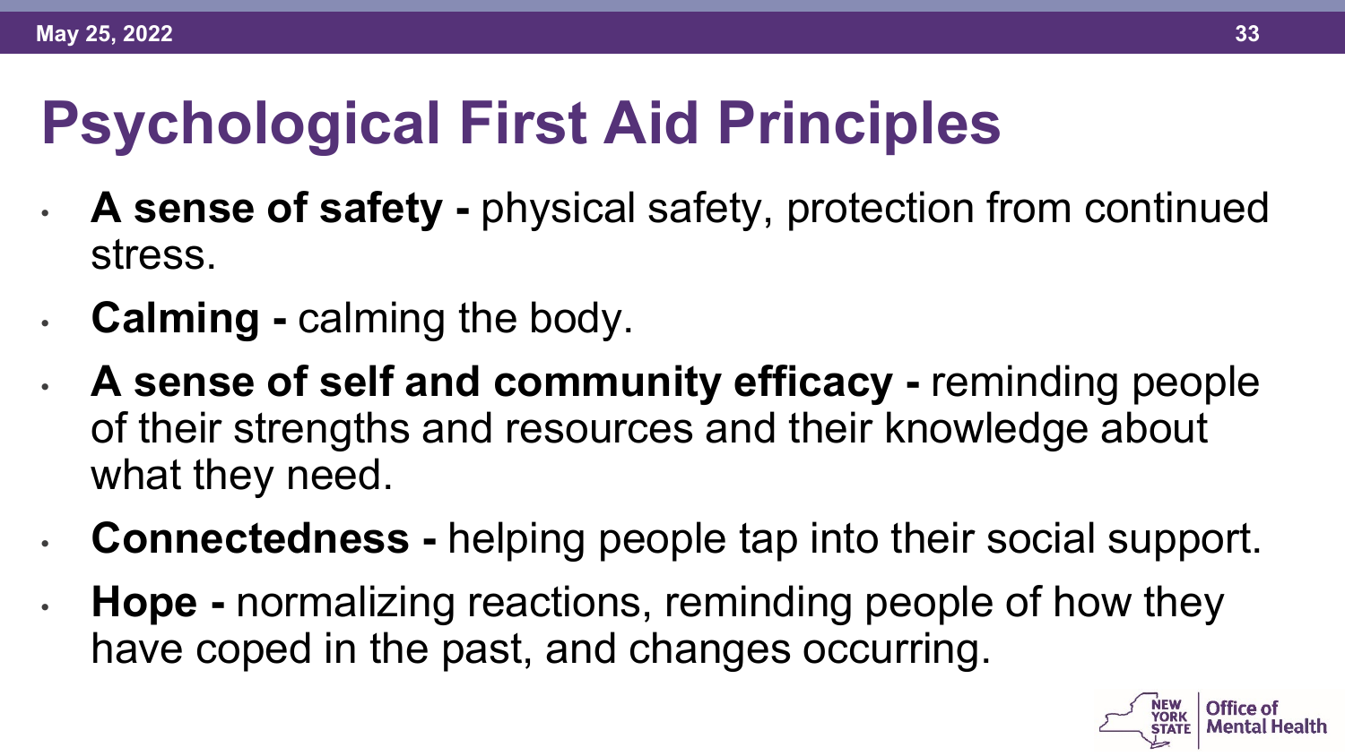# Psychological First Aid Principles

- **A sense of safety -** physical safety, protection from continued stress.
- **Calming -** calming the body.
- **A sense of self and community efficacy -** reminding people of their strengths and resources and their knowledge about what they need.
- **Connectedness -** helping people tap into their social support.
- **Hope -** normalizing reactions, reminding people of how they have coped in the past, and changes occurring.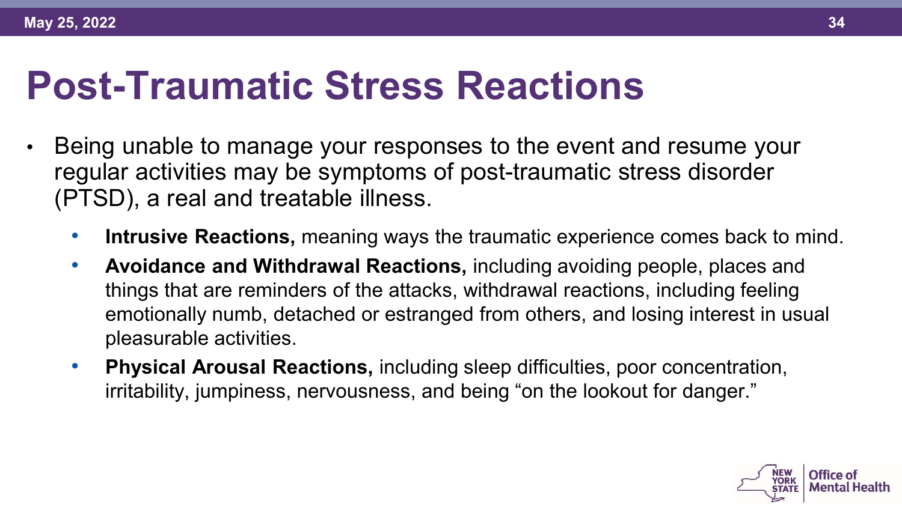# Post-Traumatic Stress Reactions

- Being unable to manage your responses to the event and resume your regular activities may be symptoms of post-traumatic stress disorder (PTSD), a real and treatable illness.
  - **Intrusive Reactions,** meaning ways the traumatic experience comes back to mind.
  - **Avoidance and Withdrawal Reactions,** including avoiding people, places and things that are reminders of the attacks, withdrawal reactions, including feeling emotionally numb, detached or estranged from others, and losing interest in usual pleasurable activities.
  - **Physical Arousal Reactions,** including sleep difficulties, poor concentration, irritability, jumpiness, nervousness, and being "on the lookout for danger."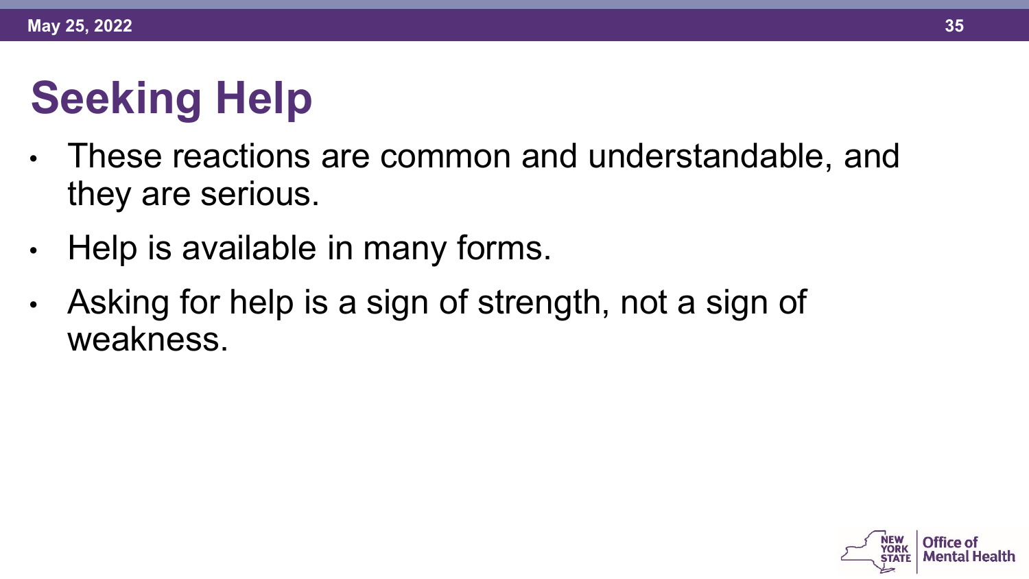# Seeking Help

- These reactions are common and understandable, and they are serious.
- Help is available in many forms.
- Asking for help is a sign of strength, not a sign of weakness.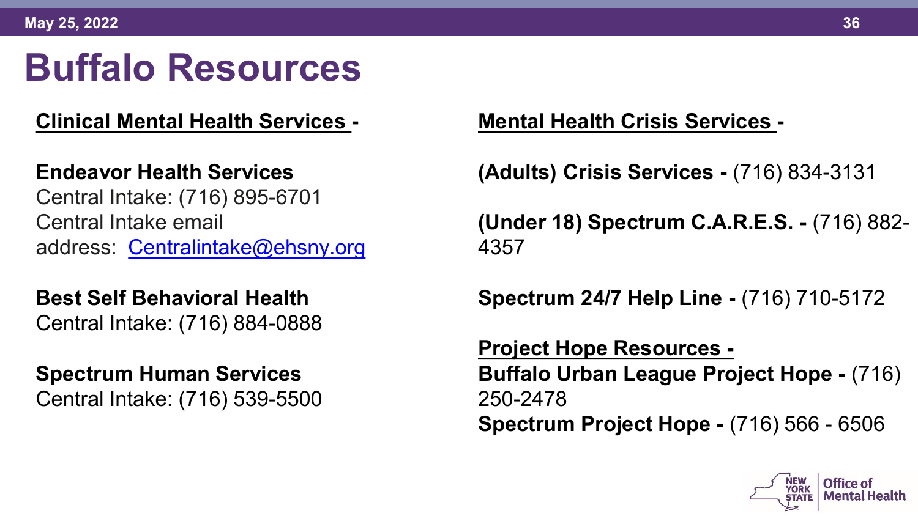# Buffalo Resources

**Clinical Mental Health Services -**

**Endeavor Health Services**
Central Intake: (716) 895-6701
Central Intake email address: [Centralintake@ehsny.org](mailto:Centralintake@ehsny.org)

**Best Self Behavioral Health**
Central Intake: (716) 884-0888

**Spectrum Human Services**
Central Intake: (716) 539-5500

**Mental Health Crisis Services -**

**(Adults) Crisis Services -** (716) 834-3131

**(Under 18) Spectrum C.A.R.E.S. -** (716) 882-4357

**Spectrum 24/7 Help Line -** (716) 710-5172

**Project Hope Resources -**
**Buffalo Urban League Project Hope -** (716) 250-2478
**Spectrum Project Hope -** (716) 566 - 6506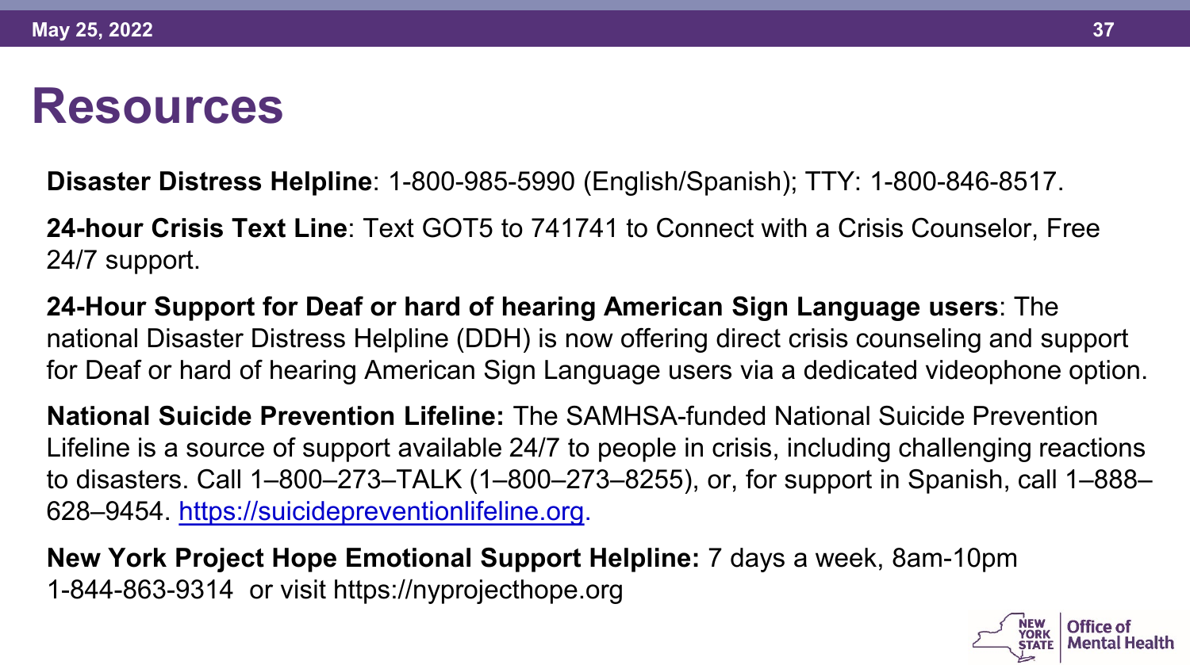# Resources

**Disaster Distress Helpline**: 1-800-985-5990 (English/Spanish); TTY: 1-800-846-8517.

**24-hour Crisis Text Line**: Text GOT5 to 741741 to Connect with a Crisis Counselor, Free 24/7 support.

**24-Hour Support for Deaf or hard of hearing American Sign Language users**: The national Disaster Distress Helpline (DDH) is now offering direct crisis counseling and support for Deaf or hard of hearing American Sign Language users via a dedicated videophone option.

**National Suicide Prevention Lifeline:** The SAMHSA-funded National Suicide Prevention Lifeline is a source of support available 24/7 to people in crisis, including challenging reactions to disasters. Call 1–800–273–TALK (1–800–273–8255), or, for support in Spanish, call 1–888–628–9454. https://suicidepreventionlifeline.org.

**New York Project Hope Emotional Support Helpline:** 7 days a week, 8am-10pm 1-844-863-9314 or visit https://nyprojecthope.org

NEW YORK STATE | Office of Mental Health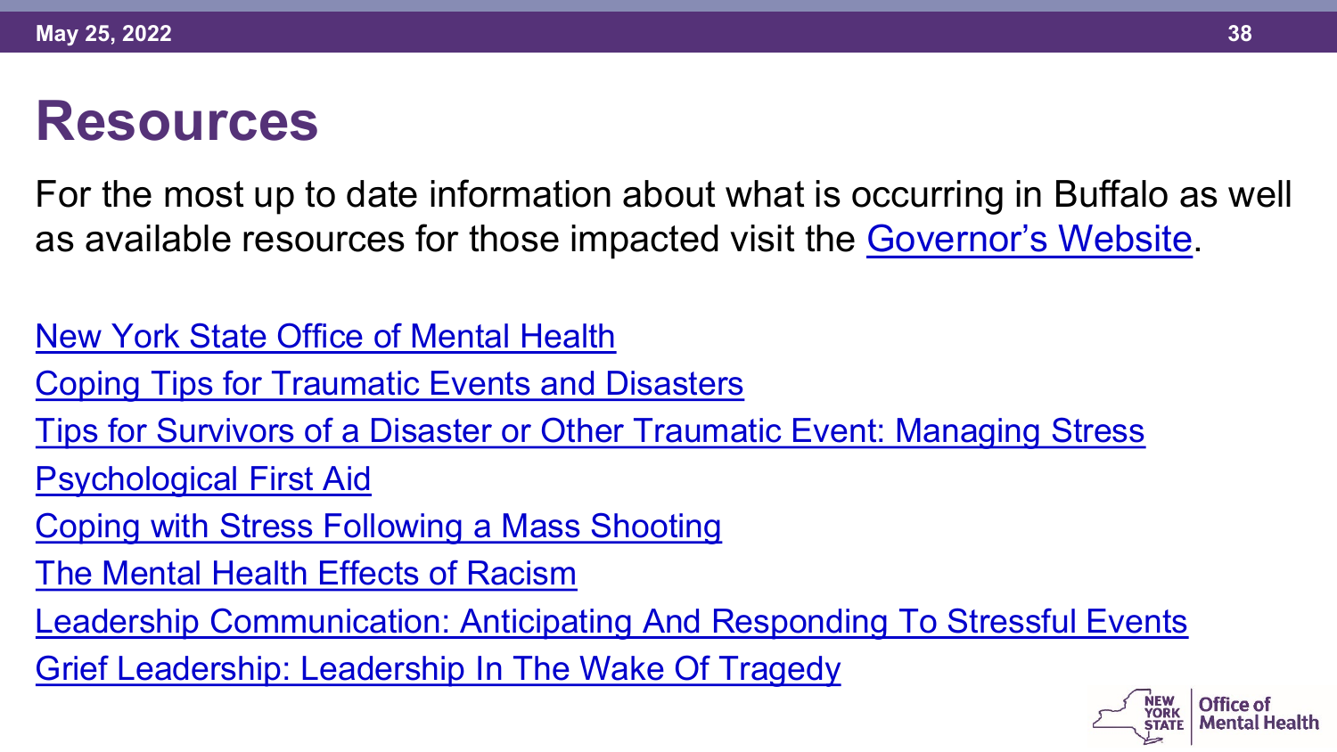# Resources

For the most up to date information about what is occurring in Buffalo as well as available resources for those impacted visit the Governor's Website.

New York State Office of Mental Health

Coping Tips for Traumatic Events and Disasters

Tips for Survivors of a Disaster or Other Traumatic Event: Managing Stress

Psychological First Aid

Coping with Stress Following a Mass Shooting

The Mental Health Effects of Racism

Leadership Communication: Anticipating And Responding To Stressful Events

Grief Leadership: Leadership In The Wake Of Tragedy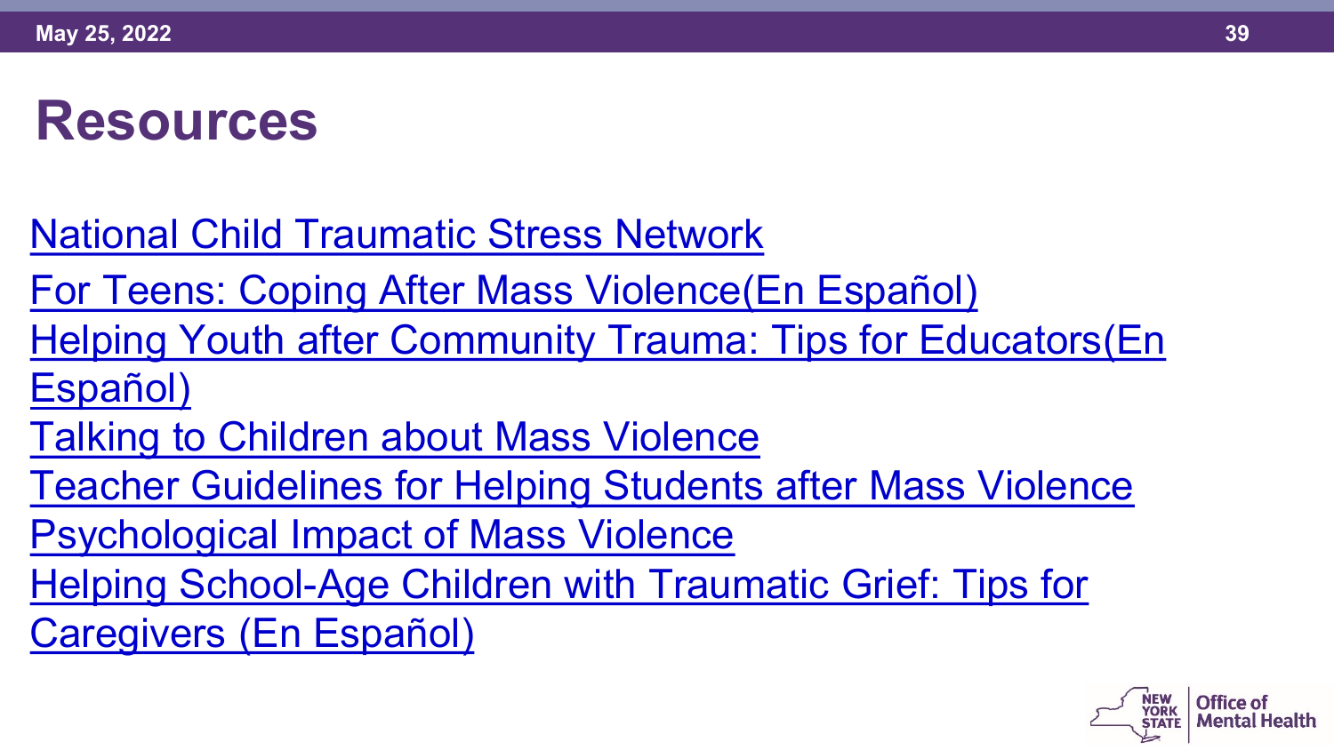# Resources

National Child Traumatic Stress Network

For Teens: Coping After Mass Violence(En Español)

Helping Youth after Community Trauma: Tips for Educators(En Español)

Talking to Children about Mass Violence

Teacher Guidelines for Helping Students after Mass Violence

Psychological Impact of Mass Violence

Helping School-Age Children with Traumatic Grief: Tips for Caregivers (En Español)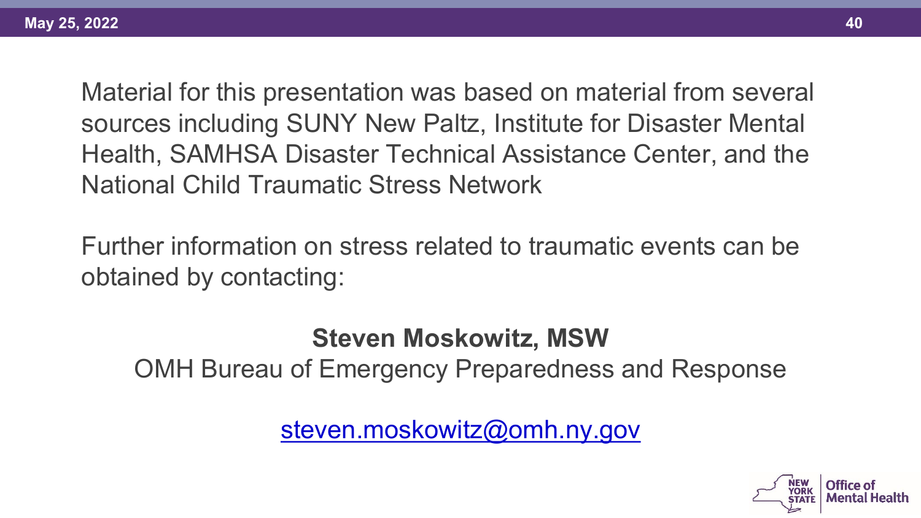Material for this presentation was based on material from several sources including SUNY New Paltz, Institute for Disaster Mental Health, SAMHSA Disaster Technical Assistance Center, and the National Child Traumatic Stress Network

Further information on stress related to traumatic events can be obtained by contacting:

**Steven Moskowitz, MSW**

OMH Bureau of Emergency Preparedness and Response

steven.moskowitz@omh.ny.gov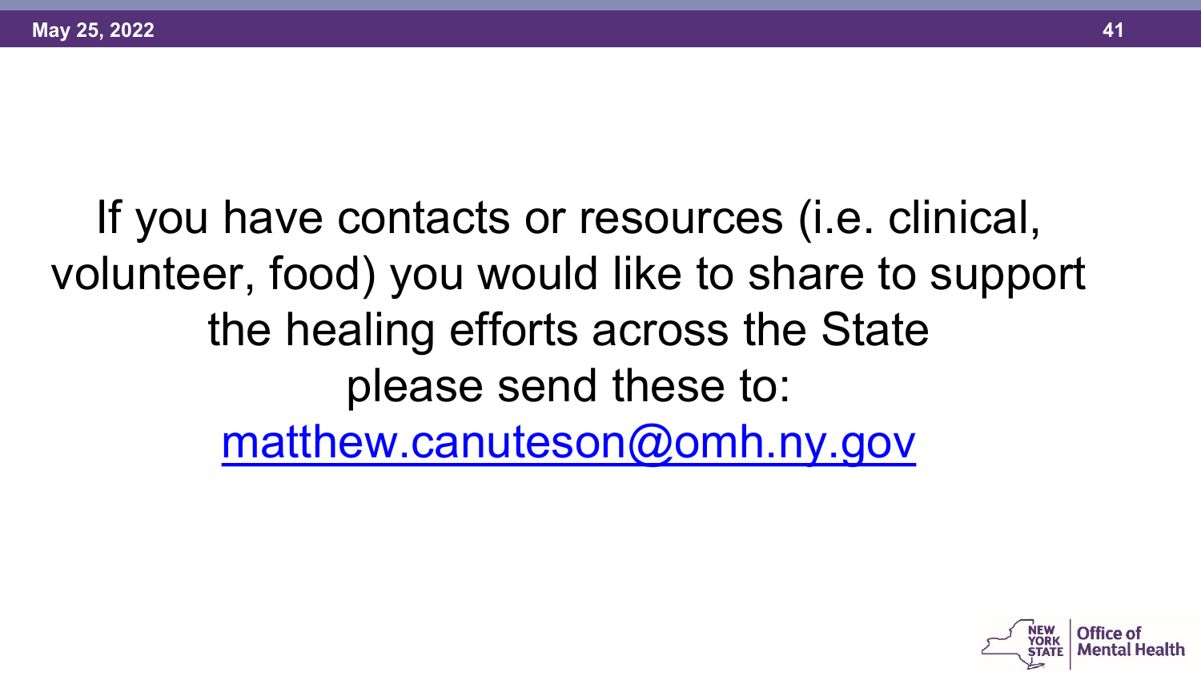If you have contacts or resources (i.e. clinical, volunteer, food) you would like to share to support the healing efforts across the State please send these to:

[matthew.canuteson@omh.ny.gov](mailto:matthew.canuteson@omh.ny.gov)